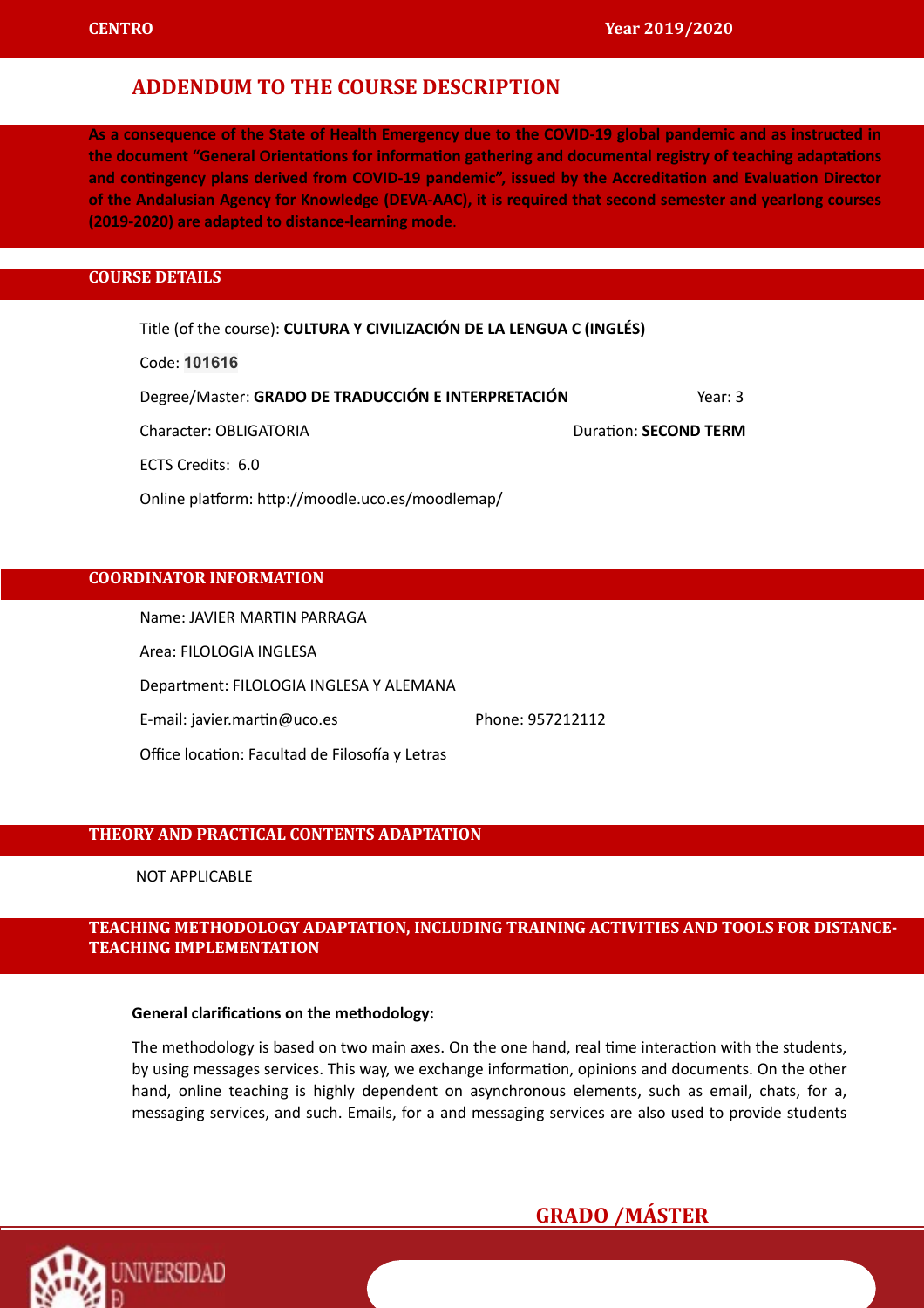# ADDENDUM TO THE COURSE DESCRIPTION

**As a consequence of the State of Health Emergency due to the COVID-19 global pandemic and as instructed in the document "General Orientations for information gathering and documental registry of teaching adaptations and contingency plans derived from COVID-19 pandemic", issued by the Accreditation and Evaluation Director of the Andalusian Agency for Knowledge (DEVA-AAC), it is required that second semester and yearlong courses (2019-2020) are adapted to distance-learning mode**.

## COURSE DETAILS

Title (of the course): **CULTURA Y CIVILIZACIÓN DE LA LENGUA C (INGLÉS)**

Code: **101616**

Degree/Master: **GRADO DE TRADUCCIÓN E INTERPRETACIÓN** Year: 3

Character: OBLIGATORIA Duration: **SECOND TERM**

ECTS Credits: 6.0

Online platform: http://moodle.uco.es/moodlemap/

## COORDINATOR INFORMATION

Name: JAVIER MARTIN PARRAGA

Area: FILOLOGIA INGLESA

Department: FILOLOGIA INGLESA Y ALEMANA

E-mail: javier.martin@uco.es Phone: 957212112

Office location: Facultad de Filosofía y Letras

## THEORY AND PRACTICAL CONTENTS ADAPTATION

NOT APPLICABLE

## TEACHING METHODOLOGY ADAPTATION, INCLUDING TRAINING ACTIVITIES AND TOOLS FOR DISTANCE-TEACHING IMPLEMENTATION

**General clarifications on the methodology:**

The methodology is based on two main axes. On the one hand, real time interaction with the students, by using messages services. This way, we exchange information, opinions and documents. On the other hand, online teaching is highly dependent on asynchronous elements, such as email, chats, for a, messaging services, and such. Emails, for a and messaging services are also used to provide students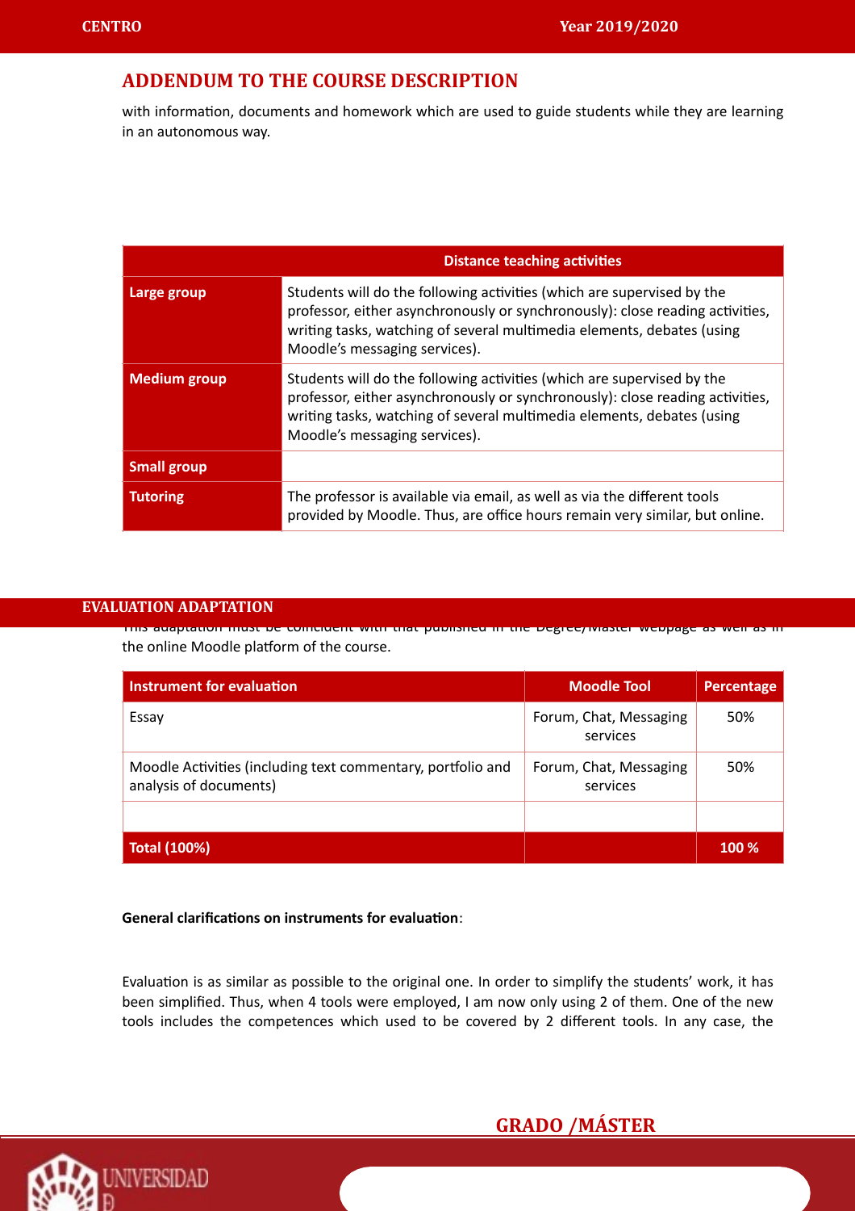## ADDENDUM TO THE COURSE DESCRIPTION

with information, documents and homework which are used to guide students while they are learning in an autonomous way.

| | Distance teaching activities |
|---|---|
| **Large group** | Students will do the following activities (which are supervised by the professor, either asynchronously or synchronously): close reading activities, writing tasks, watching of several multimedia elements, debates (using Moodle's messaging services). |
| **Medium group** | Students will do the following activities (which are supervised by the professor, either asynchronously or synchronously): close reading activities, writing tasks, watching of several multimedia elements, debates (using Moodle's messaging services). |
| **Small group** | |
| **Tutoring** | The professor is available via email, as well as via the different tools provided by Moodle. Thus, are office hours remain very similar, but online. |

## EVALUATION ADAPTATION

This adaptation must be coincident with that published in the Degree/Master webpage as well as in the online Moodle platform of the course.

| Instrument for evaluation | Moodle Tool | Percentage |
|---|---|---|
| Essay | Forum, Chat, Messaging services | 50% |
| Moodle Activities (including text commentary, portfolio and analysis of documents) | Forum, Chat, Messaging services | 50% |
| | | |
| **Total (100%)** | | **100 %** |

**General clarifications on instruments for evaluation**:

Evaluation is as similar as possible to the original one. In order to simplify the students' work, it has been simplified. Thus, when 4 tools were employed, I am now only using 2 of them. One of the new tools includes the competences which used to be covered by 2 different tools. In any case, the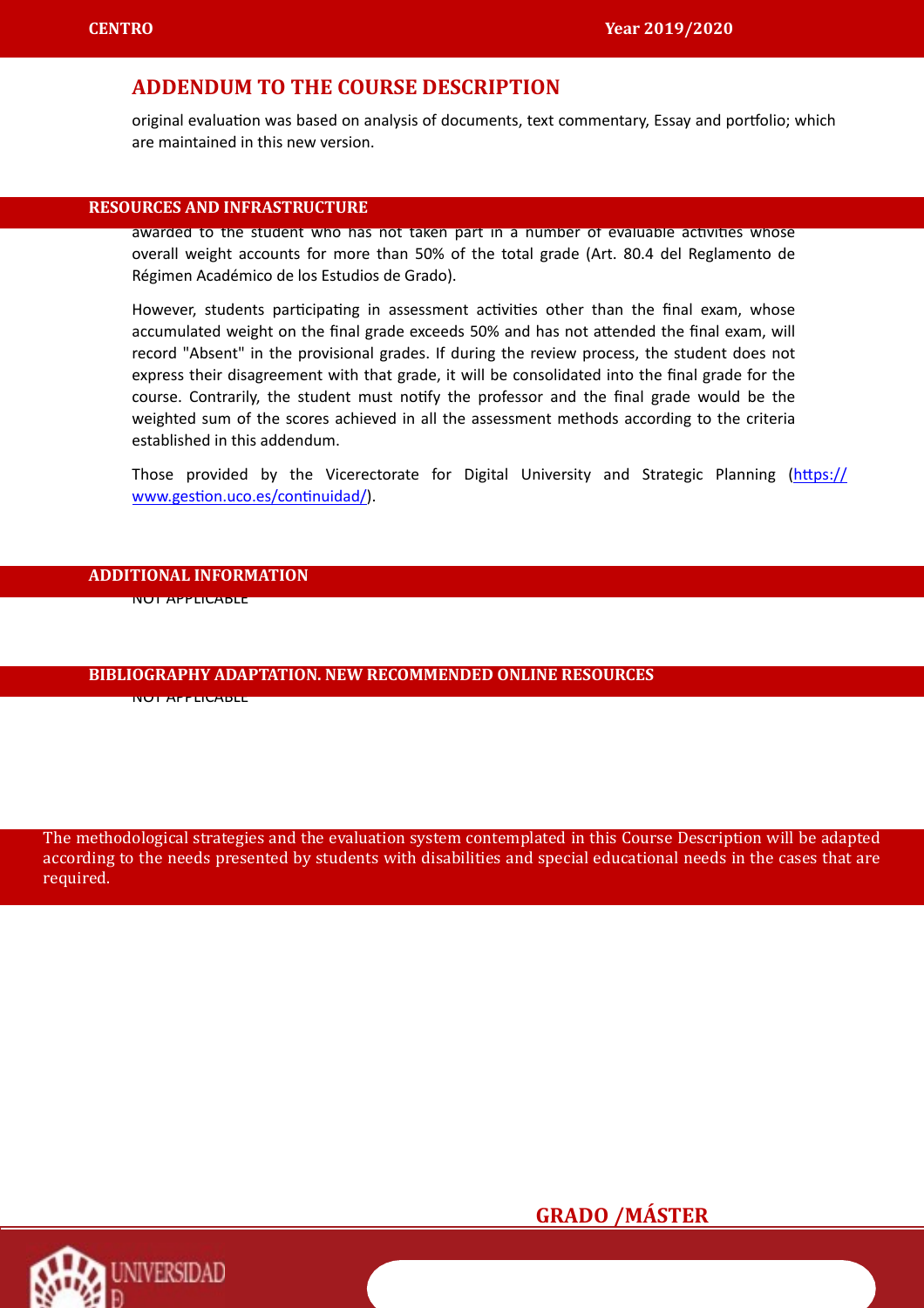## ADDENDUM TO THE COURSE DESCRIPTION

original evaluation was based on analysis of documents, text commentary, Essay and portfolio; which are maintained in this new version.

### RESOURCES AND INFRASTRUCTURE

awarded to the student who has not taken part in a number of evaluable activities whose overall weight accounts for more than 50% of the total grade (Art. 80.4 del Reglamento de Régimen Académico de los Estudios de Grado).

However, students participating in assessment activities other than the final exam, whose accumulated weight on the final grade exceeds 50% and has not attended the final exam, will record "Absent" in the provisional grades. If during the review process, the student does not express their disagreement with that grade, it will be consolidated into the final grade for the course. Contrarily, the student must notify the professor and the final grade would be the weighted sum of the scores achieved in all the assessment methods according to the criteria established in this addendum.

Those provided by the Vicerectorate for Digital University and Strategic Planning (https://www.gestion.uco.es/continuidad/).

### ADDITIONAL INFORMATION

NOT APPLICABLE

### BIBLIOGRAPHY ADAPTATION. NEW RECOMMENDED ONLINE RESOURCES

NOT APPLICABLE

The methodological strategies and the evaluation system contemplated in this Course Description will be adapted according to the needs presented by students with disabilities and special educational needs in the cases that are required.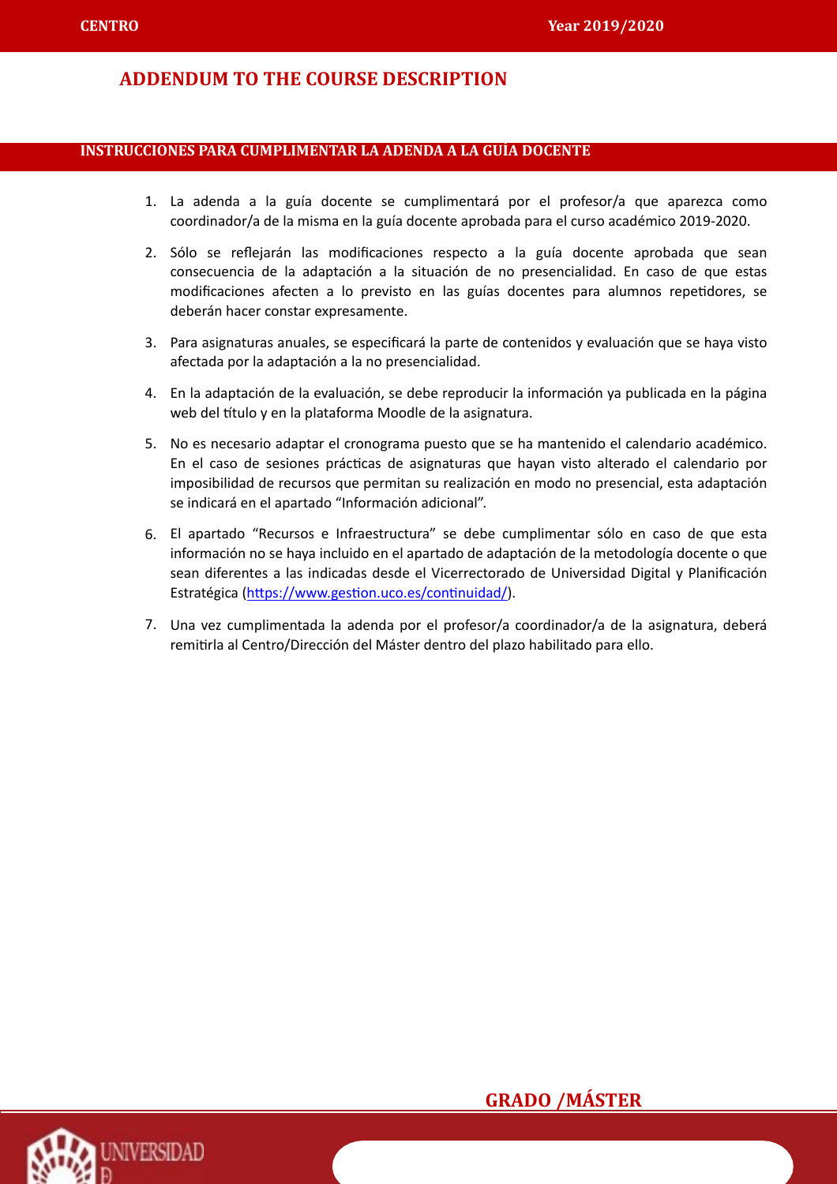# ADDENDUM TO THE COURSE DESCRIPTION

## INSTRUCCIONES PARA CUMPLIMENTAR LA ADENDA A LA GUÍA DOCENTE

1. La adenda a la guía docente se cumplimentará por el profesor/a que aparezca como coordinador/a de la misma en la guía docente aprobada para el curso académico 2019-2020.
2. Sólo se reflejarán las modificaciones respecto a la guía docente aprobada que sean consecuencia de la adaptación a la situación de no presencialidad. En caso de que estas modificaciones afecten a lo previsto en las guías docentes para alumnos repetidores, se deberán hacer constar expresamente.
3. Para asignaturas anuales, se especificará la parte de contenidos y evaluación que se haya visto afectada por la adaptación a la no presencialidad.
4. En la adaptación de la evaluación, se debe reproducir la información ya publicada en la página web del título y en la plataforma Moodle de la asignatura.
5. No es necesario adaptar el cronograma puesto que se ha mantenido el calendario académico. En el caso de sesiones prácticas de asignaturas que hayan visto alterado el calendario por imposibilidad de recursos que permitan su realización en modo no presencial, esta adaptación se indicará en el apartado “Información adicional”.
6. El apartado “Recursos e Infraestructura” se debe cumplimentar sólo en caso de que esta información no se haya incluido en el apartado de adaptación de la metodología docente o que sean diferentes a las indicadas desde el Vicerrectorado de Universidad Digital y Planificación Estratégica (https://www.gestion.uco.es/continuidad/).
7. Una vez cumplimentada la adenda por el profesor/a coordinador/a de la asignatura, deberá remitirla al Centro/Dirección del Máster dentro del plazo habilitado para ello.

GRADO /MÁSTER